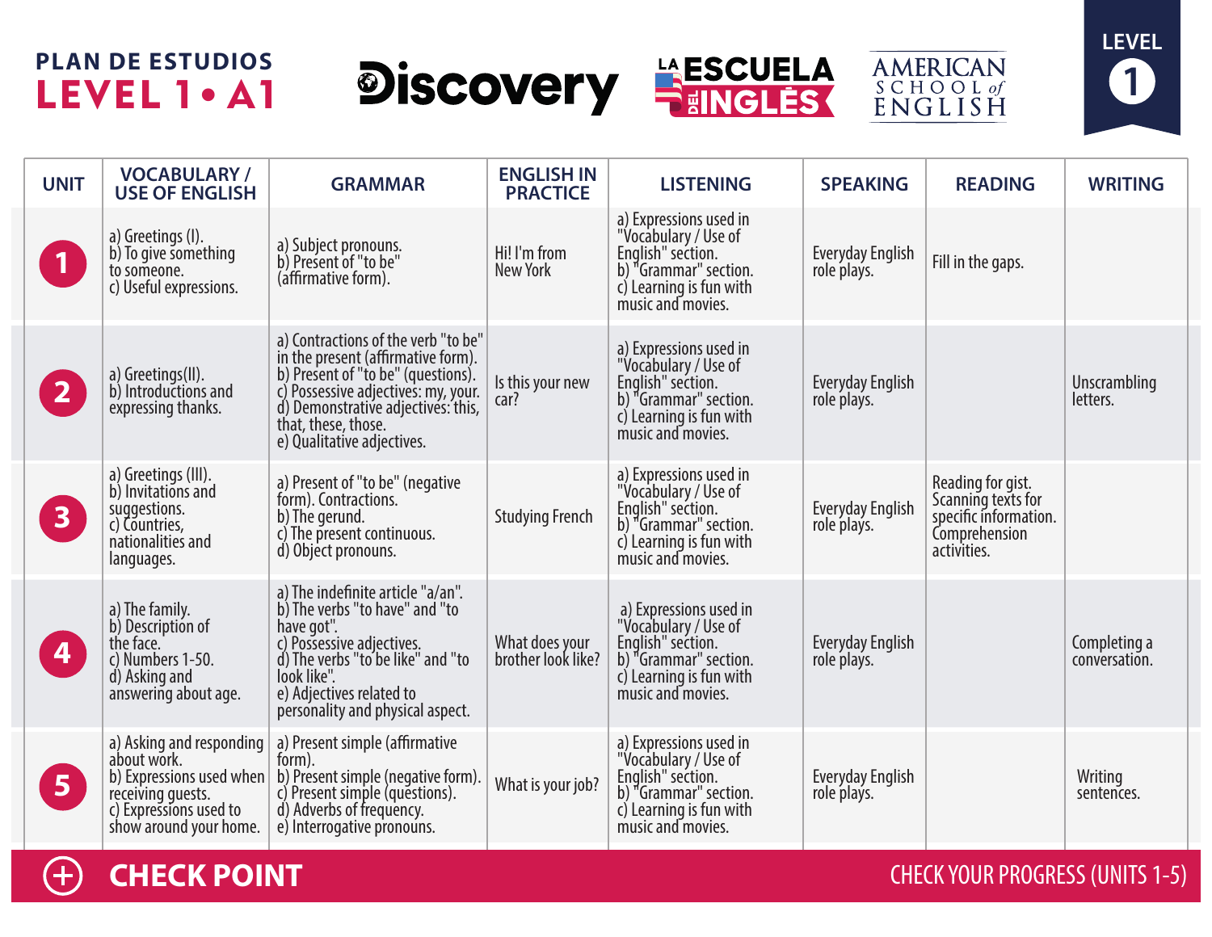# PLAN DE ESTUDIOS LEVEL 1 • A1

Discovery | LA ESCUELA DEL INGLÉS | AMERICAN SCHOOL of ENGLISH

LEVEL 1

| UNIT | VOCABULARY / USE OF ENGLISH | GRAMMAR | ENGLISH IN PRACTICE | LISTENING | SPEAKING | READING | WRITING |
|---|---|---|---|---|---|---|---|
| 1 | a) Greetings (I). b) To give something to someone. c) Useful expressions. | a) Subject pronouns. b) Present of "to be" (affirmative form). | Hi! I'm from New York | a) Expressions used in "Vocabulary / Use of English" section. b) "Grammar" section. c) Learning is fun with music and movies. | Everyday English role plays. | Fill in the gaps. | |
| 2 | a) Greetings(II). b) Introductions and expressing thanks. | a) Contractions of the verb "to be" in the present (affirmative form). b) Present of "to be" (questions). c) Possessive adjectives: my, your. d) Demonstrative adjectives: this, that, these, those. e) Qualitative adjectives. | Is this your new car? | a) Expressions used in "Vocabulary / Use of English" section. b) "Grammar" section. c) Learning is fun with music and movies. | Everyday English role plays. | | Unscrambling letters. |
| 3 | a) Greetings (III). b) Invitations and suggestions. c) Countries, nationalities and languages. | a) Present of "to be" (negative form). Contractions. b) The gerund. c) The present continuous. d) Object pronouns. | Studying French | a) Expressions used in "Vocabulary / Use of English" section. b) "Grammar" section. c) Learning is fun with music and movies. | Everyday English role plays. | Reading for gist. Scanning texts for specific information. Comprehension activities. | |
| 4 | a) The family. b) Description of the face. c) Numbers 1-50. d) Asking and answering about age. | a) The indefinite article "a/an". b) The verbs "to have" and "to have got". c) Possessive adjectives. d) The verbs "to be like" and "to look like". e) Adjectives related to personality and physical aspect. | What does your brother look like? | a) Expressions used in "Vocabulary / Use of English" section. b) "Grammar" section. c) Learning is fun with music and movies. | Everyday English role plays. | | Completing a conversation. |
| 5 | a) Asking and responding about work. b) Expressions used when receiving guests. c) Expressions used to show around your home. | a) Present simple (affirmative form). b) Present simple (negative form). c) Present simple (questions). d) Adverbs of frequency. e) Interrogative pronouns. | What is your job? | a) Expressions used in "Vocabulary / Use of English" section. b) "Grammar" section. c) Learning is fun with music and movies. | Everyday English role plays. | | Writing sentences. |

**CHECK POINT** — CHECK YOUR PROGRESS (UNITS 1-5)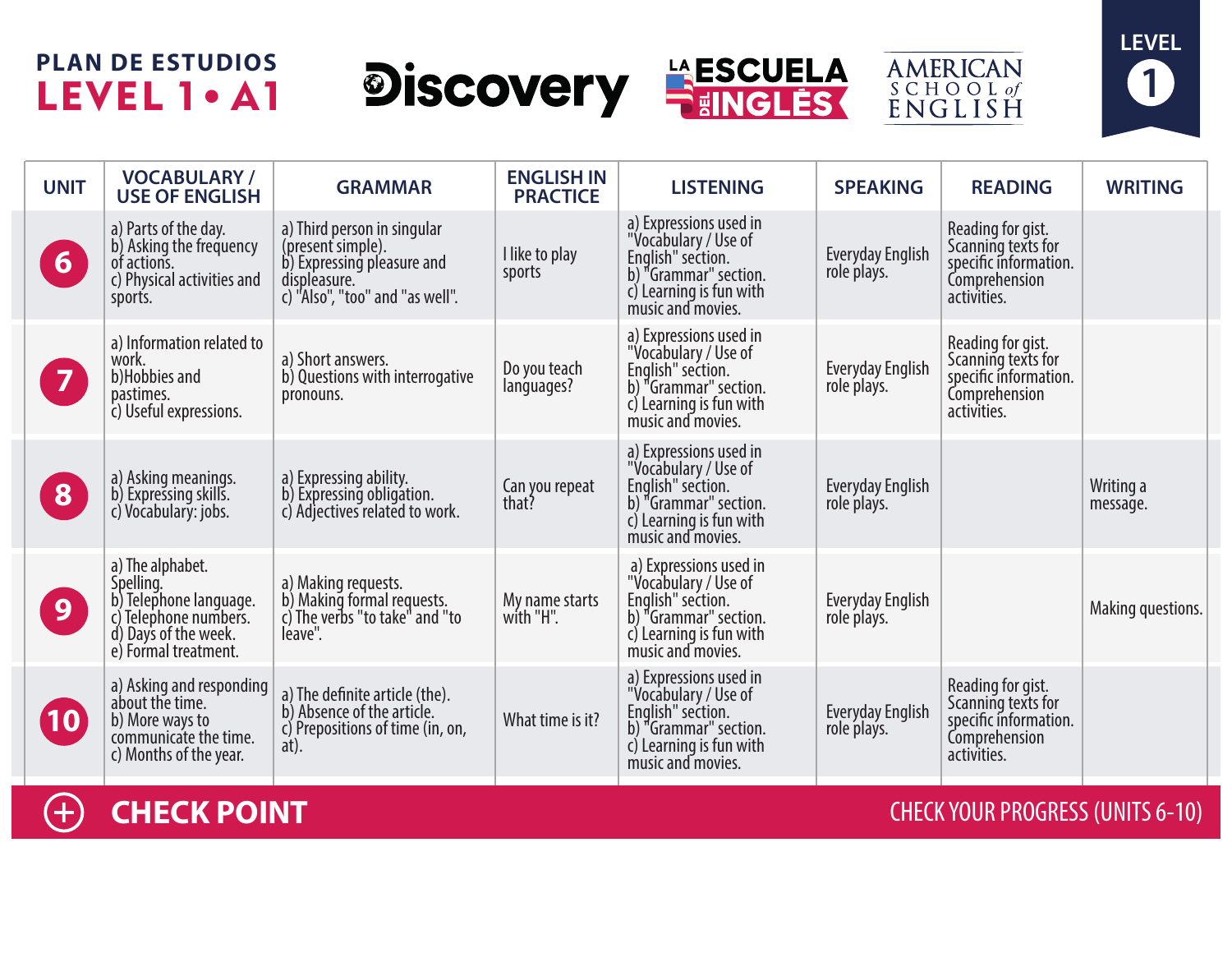# PLAN DE ESTUDIOS

## LEVEL 1 • A1

Discovery | LA ESCUELA DEL INGLÉS | AMERICAN SCHOOL of ENGLISH

LEVEL 1

| UNIT | VOCABULARY / USE OF ENGLISH | GRAMMAR | ENGLISH IN PRACTICE | LISTENING | SPEAKING | READING | WRITING |
|---|---|---|---|---|---|---|---|
| 6 | a) Parts of the day. b) Asking the frequency of actions. c) Physical activities and sports. | a) Third person in singular (present simple). b) Expressing pleasure and displeasure. c) "Also", "too" and "as well". | I like to play sports | a) Expressions used in "Vocabulary / Use of English" section. b) "Grammar" section. c) Learning is fun with music and movies. | Everyday English role plays. | Reading for gist. Scanning texts for specific information. Comprehension activities. | |
| 7 | a) Information related to work. b)Hobbies and pastimes. c) Useful expressions. | a) Short answers. b) Questions with interrogative pronouns. | Do you teach languages? | a) Expressions used in "Vocabulary / Use of English" section. b) "Grammar" section. c) Learning is fun with music and movies. | Everyday English role plays. | Reading for gist. Scanning texts for specific information. Comprehension activities. | |
| 8 | a) Asking meanings. b) Expressing skills. c) Vocabulary: jobs. | a) Expressing ability. b) Expressing obligation. c) Adjectives related to work. | Can you repeat that? | a) Expressions used in "Vocabulary / Use of English" section. b) "Grammar" section. c) Learning is fun with music and movies. | Everyday English role plays. | | Writing a message. |
| 9 | a) The alphabet. Spelling. b) Telephone language. c) Telephone numbers. d) Days of the week. e) Formal treatment. | a) Making requests. b) Making formal requests. c) The verbs "to take" and "to leave". | My name starts with "H". | a) Expressions used in "Vocabulary / Use of English" section. b) "Grammar" section. c) Learning is fun with music and movies. | Everyday English role plays. | | Making questions. |
| 10 | a) Asking and responding about the time. b) More ways to communicate the time. c) Months of the year. | a) The definite article (the). b) Absence of the article. c) Prepositions of time (in, on, at). | What time is it? | a) Expressions used in "Vocabulary / Use of English" section. b) "Grammar" section. c) Learning is fun with music and movies. | Everyday English role plays. | Reading for gist. Scanning texts for specific information. Comprehension activities. | |

**CHECK POINT** — CHECK YOUR PROGRESS (UNITS 6-10)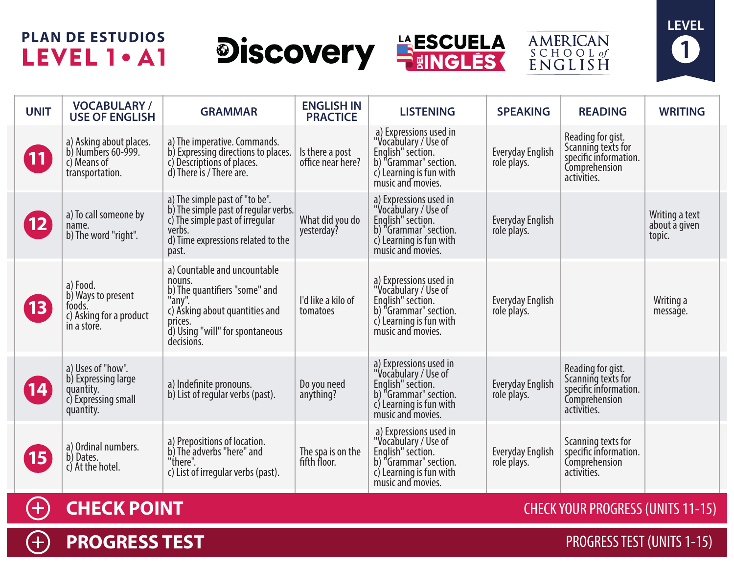# PLAN DE ESTUDIOS

## LEVEL 1 • A1

Discovery | LA ESCUELA DEL INGLÉS | AMERICAN SCHOOL of ENGLISH

LEVEL 1

| UNIT | VOCABULARY / USE OF ENGLISH | GRAMMAR | ENGLISH IN PRACTICE | LISTENING | SPEAKING | READING | WRITING |
|---|---|---|---|---|---|---|---|
| 11 | a) Asking about places. b) Numbers 60-999. c) Means of transportation. | a) The imperative. Commands. b) Expressing directions to places. c) Descriptions of places. d) There is / There are. | Is there a post office near here? | a) Expressions used in "Vocabulary / Use of English" section. b) "Grammar" section. c) Learning is fun with music and movies. | Everyday English role plays. | Reading for gist. Scanning texts for specific information. Comprehension activities. | |
| 12 | a) To call someone by name. b) The word "right". | a) The simple past of "to be". b) The simple past of regular verbs. c) The simple past of irregular verbs. d) Time expressions related to the past. | What did you do yesterday? | a) Expressions used in "Vocabulary / Use of English" section. b) "Grammar" section. c) Learning is fun with music and movies. | Everyday English role plays. | | Writing a text about a given topic. |
| 13 | a) Food. b) Ways to present foods. c) Asking for a product in a store. | a) Countable and uncountable nouns. b) The quantifiers "some" and "any". c) Asking about quantities and prices. d) Using "will" for spontaneous decisions. | I'd like a kilo of tomatoes | a) Expressions used in "Vocabulary / Use of English" section. b) "Grammar" section. c) Learning is fun with music and movies. | Everyday English role plays. | | Writing a message. |
| 14 | a) Uses of "how". b) Expressing large quantity. c) Expressing small quantity. | a) Indefinite pronouns. b) List of regular verbs (past). | Do you need anything? | a) Expressions used in "Vocabulary / Use of English" section. b) "Grammar" section. c) Learning is fun with music and movies. | Everyday English role plays. | Reading for gist. Scanning texts for specific information. Comprehension activities. | |
| 15 | a) Ordinal numbers. b) Dates. c) At the hotel. | a) Prepositions of location. b) The adverbs "here" and "there". c) List of irregular verbs (past). | The spa is on the fifth floor. | a) Expressions used in "Vocabulary / Use of English" section. b) "Grammar" section. c) Learning is fun with music and movies. | Everyday English role plays. | Scanning texts for specific information. Comprehension activities. | |

**CHECK POINT** — CHECK YOUR PROGRESS (UNITS 11-15)

**PROGRESS TEST** — PROGRESS TEST (UNITS 1-15)